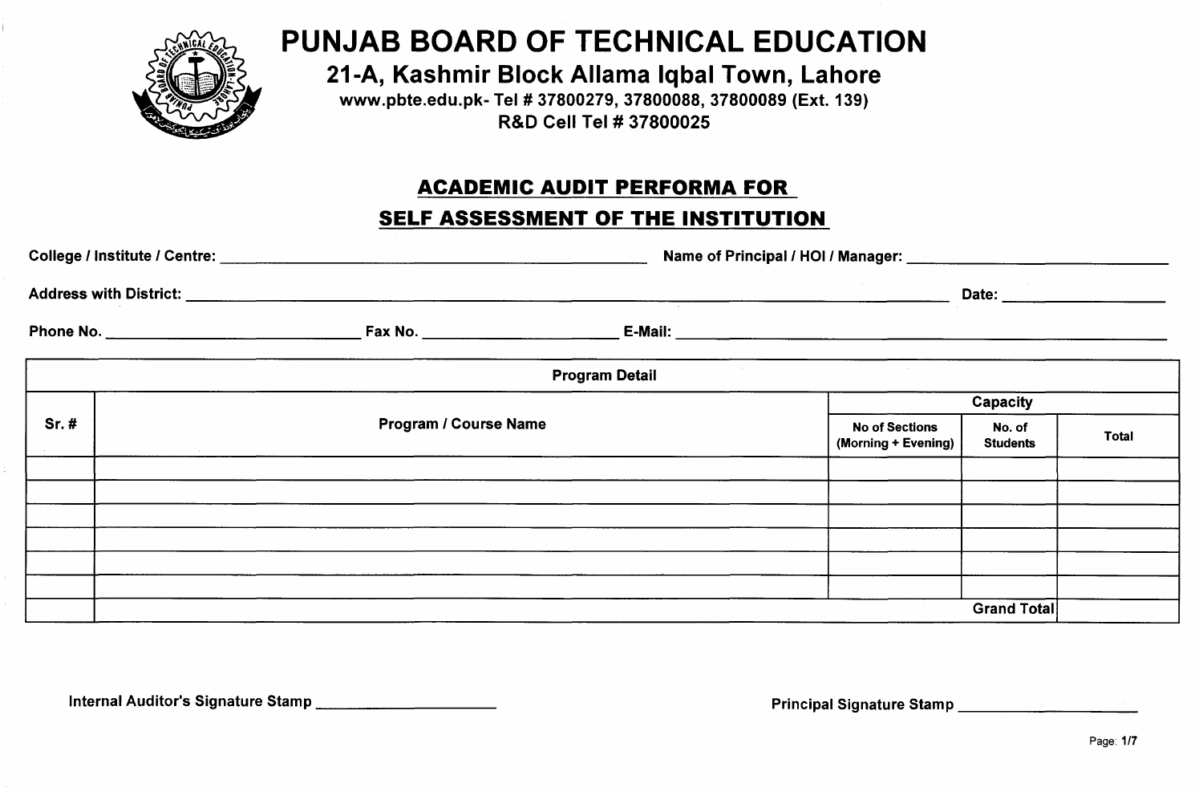# PUNJAB BOARD OF TECHNICAL EDUCATION

**21-A, Kashmir Block Allama Iqbal Town, Lahore**

**www.pbte.edu.pk- Tel # 37800279, 37800088, 37800089 (Ext. 139)**

**R&D Cell Tel # 37800025**

## ACADEMIC AUDIT PERFORMA FOR SELF ASSESSMENT OF THE INSTITUTION

**College / Institute / Centre:** ______________________________ **Name of Principal / HOI / Manager:** ______________________________

**Address with District:** ______________________________________________ **Date:** ______________

**Phone No.** ____________________ **Fax No.** ____________________ **E-Mail:** ______________________________

| Program Detail | | | | |
|---|---|---|---|---|
| **Sr. #** | **Program / Course Name** | **Capacity** | | |
| | | **No of Sections (Morning + Evening)** | **No. of Students** | **Total** |
| | | | | |
| | | | | |
| | | | | |
| | | | | |
| | | | | |
| | | | | |
| | | | **Grand Total** | |

**Internal Auditor's Signature Stamp** ____________________

**Principal Signature Stamp** ____________________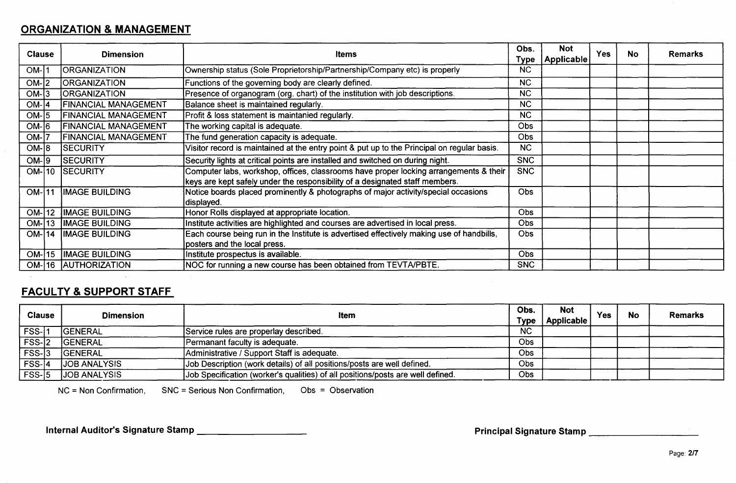## ORGANIZATION & MANAGEMENT

| Clause | Dimension | Items | Obs. Type | Not Applicable | Yes | No | Remarks |
|---|---|---|---|---|---|---|---|
| OM-1 | ORGANIZATION | Ownership status (Sole Proprietorship/Partnership/Company etc) is properly | NC | | | | |
| OM-2 | ORGANIZATION | Functions of the governing body are clearly defined. | NC | | | | |
| OM-3 | ORGANIZATION | Presence of organogram (org. chart) of the institution with job descriptions. | NC | | | | |
| OM-4 | FINANCIAL MANAGEMENT | Balance sheet is maintained regularly. | NC | | | | |
| OM-5 | FINANCIAL MANAGEMENT | Profit & loss statement is maintanied regularly. | NC | | | | |
| OM-6 | FINANCIAL MANAGEMENT | The working capital is adequate. | Obs | | | | |
| OM-7 | FINANCIAL MANAGEMENT | The fund generation capacity is adequate. | Obs | | | | |
| OM-8 | SECURITY | Visitor record is maintained at the entry point & put up to the Principal on regular basis. | NC | | | | |
| OM-9 | SECURITY | Security lights at critical points are installed and switched on during night. | SNC | | | | |
| OM-10 | SECURITY | Computer labs, workshop, offices, classrooms have proper locking arrangements & their keys are kept safely under the responsibility of a designated staff members. | SNC | | | | |
| OM-11 | IMAGE BUILDING | Notice boards placed prominently & photographs of major activity/special occasions displayed. | Obs | | | | |
| OM-12 | IMAGE BUILDING | Honor Rolls displayed at appropriate location. | Obs | | | | |
| OM-13 | IMAGE BUILDING | Institute activities are highlighted and courses are advertised in local press. | Obs | | | | |
| OM-14 | IMAGE BUILDING | Each course being run in the Institute is advertised effectively making use of handbills, posters and the local press. | Obs | | | | |
| OM-15 | IMAGE BUILDING | Institute prospectus is available. | Obs | | | | |
| OM-16 | AUTHORIZATION | NOC for running a new course has been obtained from TEVTA/PBTE. | SNC | | | | |

## FACULTY & SUPPORT STAFF

| Clause | Dimension | Item | Obs. Type | Not Applicable | Yes | No | Remarks |
|---|---|---|---|---|---|---|---|
| FSS-1 | GENERAL | Service rules are properlay described. | NC | | | | |
| FSS-2 | GENERAL | Permanant faculty is adequate. | Obs | | | | |
| FSS-3 | GENERAL | Administrative / Support Staff is adequate. | Obs | | | | |
| FSS-4 | JOB ANALYSIS | Job Description (work details) of all positions/posts are well defined. | Obs | | | | |
| FSS-5 | JOB ANALYSIS | Job Specification (worker's qualities) of all positions/posts are well defined. | Obs | | | | |

NC = Non Confirmation, SNC = Serious Non Confirmation, Obs = Observation

**Internal Auditor's Signature Stamp** ____________________

**Principal Signature Stamp** ____________________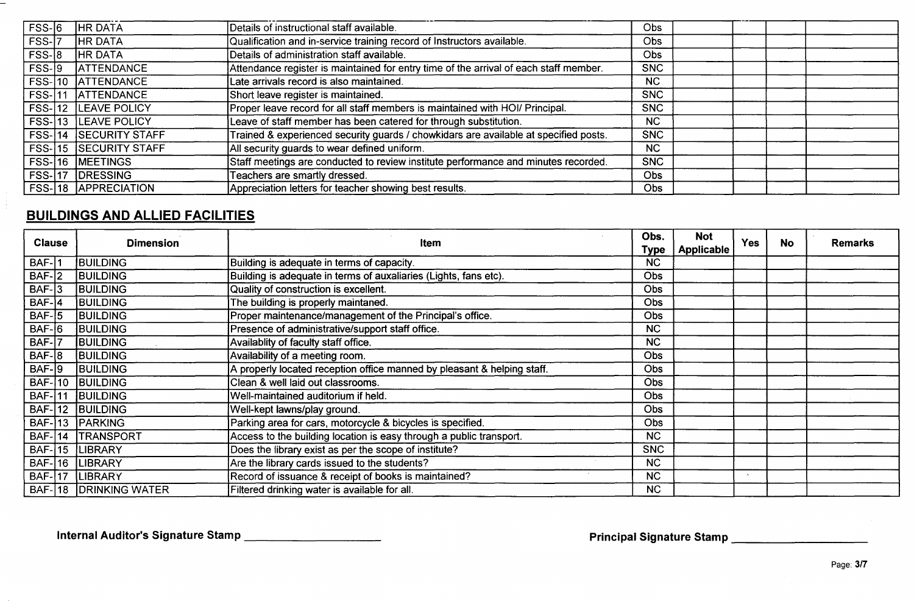| | | | | | | | |
|---|---|---|---|---|---|---|---|
| FSS-6 | HR DATA | Details of instructional staff available. | Obs | | | | |
| FSS-7 | HR DATA | Qualification and in-service training record of Instructors available. | Obs | | | | |
| FSS-8 | HR DATA | Details of administration staff available. | Obs | | | | |
| FSS-9 | ATTENDANCE | Attendance register is maintained for entry time of the arrival of each staff member. | SNC | | | | |
| FSS-10 | ATTENDANCE | Late arrivals record is also maintained. | NC | | | | |
| FSS-11 | ATTENDANCE | Short leave register is maintained. | SNC | | | | |
| FSS-12 | LEAVE POLICY | Proper leave record for all staff members is maintained with HOI/ Principal. | SNC | | | | |
| FSS-13 | LEAVE POLICY | Leave of staff member has been catered for through substitution. | NC | | | | |
| FSS-14 | SECURITY STAFF | Trained & experienced security guards / chowkidars are available at specified posts. | SNC | | | | |
| FSS-15 | SECURITY STAFF | All security guards to wear defined uniform. | NC | | | | |
| FSS-16 | MEETINGS | Staff meetings are conducted to review institute performance and minutes recorded. | SNC | | | | |
| FSS-17 | DRESSING | Teachers are smartly dressed. | Obs | | | | |
| FSS-18 | APPRECIATION | Appreciation letters for teacher showing best results. | Obs | | | | |

## BUILDINGS AND ALLIED FACILITIES

| Clause | Dimension | Item | Obs. Type | Not Applicable | Yes | No | Remarks |
|---|---|---|---|---|---|---|---|
| BAF-1 | BUILDING | Building is adequate in terms of capacity. | NC | | | | |
| BAF-2 | BUILDING | Building is adequate in terms of auxaliaries (Lights, fans etc). | Obs | | | | |
| BAF-3 | BUILDING | Quality of construction is excellent. | Obs | | | | |
| BAF-4 | BUILDING | The building is properly maintaned. | Obs | | | | |
| BAF-5 | BUILDING | Proper maintenance/management of the Principal's office. | Obs | | | | |
| BAF-6 | BUILDING | Presence of administrative/support staff office. | NC | | | | |
| BAF-7 | BUILDING | Availablity of faculty staff office. | NC | | | | |
| BAF-8 | BUILDING | Availability of a meeting room. | Obs | | | | |
| BAF-9 | BUILDING | A properly located reception office manned by pleasant & helping staff. | Obs | | | | |
| BAF-10 | BUILDING | Clean & well laid out classrooms. | Obs | | | | |
| BAF-11 | BUILDING | Well-maintained auditorium if held. | Obs | | | | |
| BAF-12 | BUILDING | Well-kept lawns/play ground. | Obs | | | | |
| BAF-13 | PARKING | Parking area for cars, motorcycle & bicycles is specified. | Obs | | | | |
| BAF-14 | TRANSPORT | Access to the building location is easy through a public transport. | NC | | | | |
| BAF-15 | LIBRARY | Does the library exist as per the scope of institute? | SNC | | | | |
| BAF-16 | LIBRARY | Are the library cards issued to the students? | NC | | | | |
| BAF-17 | LIBRARY | Record of issuance & receipt of books is maintained? | NC | | | | |
| BAF-18 | DRINKING WATER | Filtered drinking water is available for all. | NC | | | | |

**Internal Auditor's Signature Stamp** ____________________

**Principal Signature Stamp** ____________________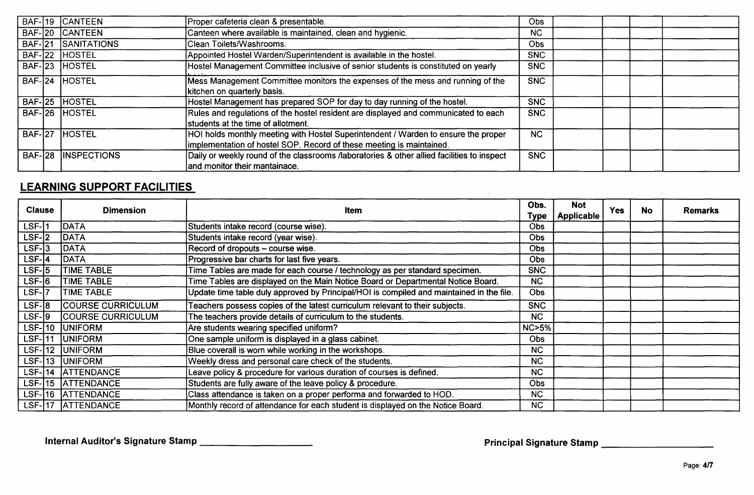| | | | | | | | |
|---|---|---|---|---|---|---|---|
| BAF-19 | CANTEEN | Proper cafeteria clean & presentable. | Obs | | | | |
| BAF-20 | CANTEEN | Canteen where available is maintained, clean and hygienic. | NC | | | | |
| BAF-21 | SANITATIONS | Clean Toilets/Washrooms. | Obs | | | | |
| BAF-22 | HOSTEL | Appointed Hostel Warden/Superintendent is available in the hostel. | SNC | | | | |
| BAF-23 | HOSTEL | Hostel Management Committee inclusive of senior students is constituted on yearly basis. | SNC | | | | |
| BAF-24 | HOSTEL | Mess Management Committee monitors the expenses of the mess and running of the kitchen on quarterly basis. | SNC | | | | |
| BAF-25 | HOSTEL | Hostel Management has prepared SOP for day to day running of the hostel. | SNC | | | | |
| BAF-26 | HOSTEL | Rules and regulations of the hostel resident are displayed and communicated to each students at the time of allotment. | SNC | | | | |
| BAF-27 | HOSTEL | HOI holds monthly meeting with Hostel Superintendent / Warden to ensure the proper implementation of hostel SOP. Record of these meeting is maintained. | NC | | | | |
| BAF-28 | INSPECTIONS | Daily or weekly round of the classrooms /laboratories & other allied facilities to inspect and monitor their mantainace. | SNC | | | | |

## LEARNING SUPPORT FACILITIES

| Clause | Dimension | Item | Obs. Type | Not Applicable | Yes | No | Remarks |
|---|---|---|---|---|---|---|---|
| LSF-1 | DATA | Students intake record (course wise). | Obs | | | | |
| LSF-2 | DATA | Students intake record (year wise). | Obs | | | | |
| LSF-3 | DATA | Record of dropouts – course wise. | Obs | | | | |
| LSF-4 | DATA | Progressive bar charts for last five years. | Obs | | | | |
| LSF-5 | TIME TABLE | Time Tables are made for each course / technology as per standard specimen. | SNC | | | | |
| LSF-6 | TIME TABLE | Time Tables are displayed on the Main Notice Board or Departmental Notice Board. | NC | | | | |
| LSF-7 | TIME TABLE | Update time table duly approved by Principal/HOI is compiled and maintained in the file. | Obs | | | | |
| LSF-8 | COURSE CURRICULUM | Teachers possess copies of the latest curriculum relevant to their subjects. | SNC | | | | |
| LSF-9 | COURSE CURRICULUM | The teachers provide details of curriculum to the students. | NC | | | | |
| LSF-10 | UNIFORM | Are students wearing specified uniform? | NC>5% | | | | |
| LSF-11 | UNIFORM | One sample uniform is displayed in a glass cabinet. | Obs | | | | |
| LSF-12 | UNIFORM | Blue coverall is worn while working in the workshops. | NC | | | | |
| LSF-13 | UNIFORM | Weekly dress and personal care check of the students. | NC | | | | |
| LSF-14 | ATTENDANCE | Leave policy & procedure for various duration of courses is defined. | NC | | | | |
| LSF-15 | ATTENDANCE | Students are fully aware of the leave policy & procedure. | Obs | | | | |
| LSF-16 | ATTENDANCE | Class attendance is taken on a proper performa and forwarded to HOD. | NC | | | | |
| LSF-17 | ATTENDANCE | Monthly record of attendance for each student is displayed on the Notice Board. | NC | | | | |

**Internal Auditor's Signature Stamp** ____________________

**Principal Signature Stamp** ____________________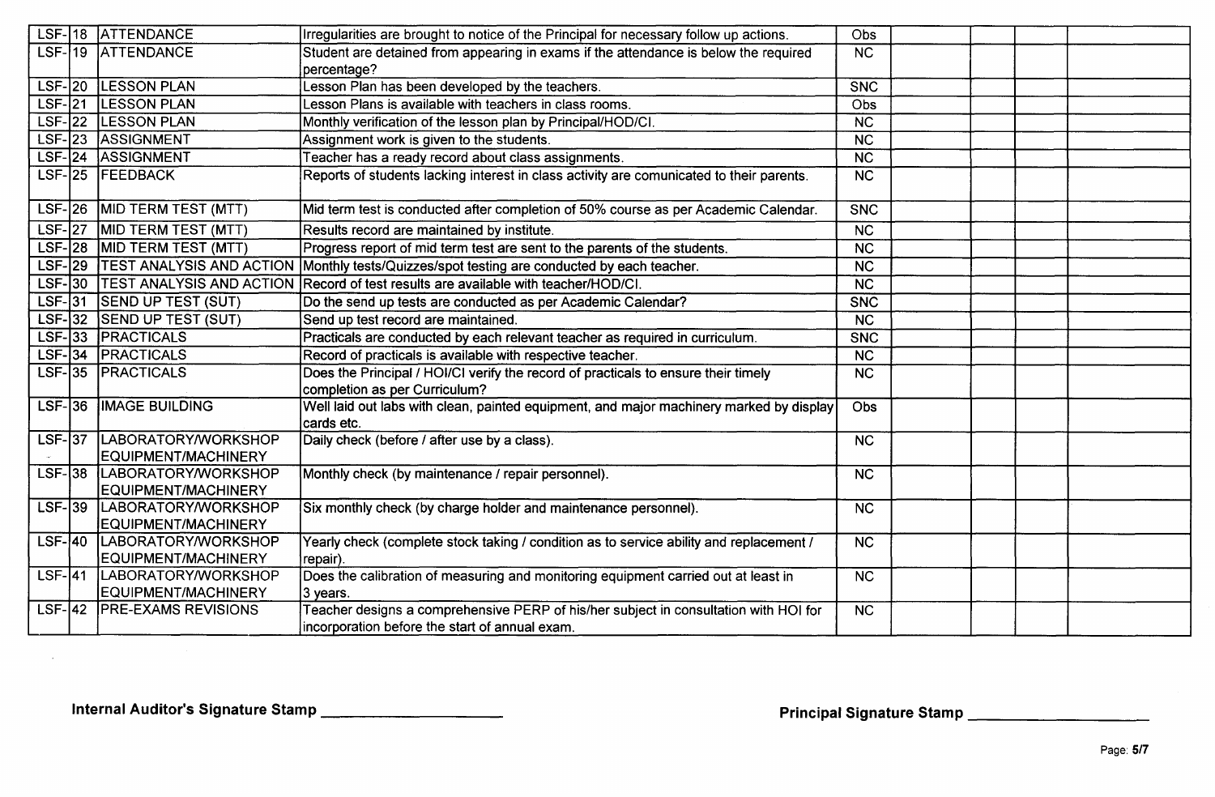| LSF- | 18 | ATTENDANCE | Irregularities are brought to notice of the Principal for necessary follow up actions. | Obs | | | | |
|---|---|---|---|---|---|---|---|---|
| LSF- | 19 | ATTENDANCE | Student are detained from appearing in exams if the attendance is below the required percentage? | NC | | | | |
| LSF- | 20 | LESSON PLAN | Lesson Plan has been developed by the teachers. | SNC | | | | |
| LSF- | 21 | LESSON PLAN | Lesson Plans is available with teachers in class rooms. | Obs | | | | |
| LSF- | 22 | LESSON PLAN | Monthly verification of the lesson plan by Principal/HOD/CI. | NC | | | | |
| LSF- | 23 | ASSIGNMENT | Assignment work is given to the students. | NC | | | | |
| LSF- | 24 | ASSIGNMENT | Teacher has a ready record about class assignments. | NC | | | | |
| LSF- | 25 | FEEDBACK | Reports of students lacking interest in class activity are comunicated to their parents. | NC | | | | |
| LSF- | 26 | MID TERM TEST (MTT) | Mid term test is conducted after completion of 50% course as per Academic Calendar. | SNC | | | | |
| LSF- | 27 | MID TERM TEST (MTT) | Results record are maintained by institute. | NC | | | | |
| LSF- | 28 | MID TERM TEST (MTT) | Progress report of mid term test are sent to the parents of the students. | NC | | | | |
| LSF- | 29 | TEST ANALYSIS AND ACTION | Monthly tests/Quizzes/spot testing are conducted by each teacher. | NC | | | | |
| LSF- | 30 | TEST ANALYSIS AND ACTION | Record of test results are available with teacher/HOD/CI. | NC | | | | |
| LSF- | 31 | SEND UP TEST (SUT) | Do the send up tests are conducted as per Academic Calendar? | SNC | | | | |
| LSF- | 32 | SEND UP TEST (SUT) | Send up test record are maintained. | NC | | | | |
| LSF- | 33 | PRACTICALS | Practicals are conducted by each relevant teacher as required in curriculum. | SNC | | | | |
| LSF- | 34 | PRACTICALS | Record of practicals is available with respective teacher. | NC | | | | |
| LSF- | 35 | PRACTICALS | Does the Principal / HOI/CI verify the record of practicals to ensure their timely completion as per Curriculum? | NC | | | | |
| LSF- | 36 | IMAGE BUILDING | Well laid out labs with clean, painted equipment, and major machinery marked by display cards etc. | Obs | | | | |
| LSF- | 37 | LABORATORY/WORKSHOP EQUIPMENT/MACHINERY | Daily check (before / after use by a class). | NC | | | | |
| LSF- | 38 | LABORATORY/WORKSHOP EQUIPMENT/MACHINERY | Monthly check (by maintenance / repair personnel). | NC | | | | |
| LSF- | 39 | LABORATORY/WORKSHOP EQUIPMENT/MACHINERY | Six monthly check (by charge holder and maintenance personnel). | NC | | | | |
| LSF- | 40 | LABORATORY/WORKSHOP EQUIPMENT/MACHINERY | Yearly check (complete stock taking / condition as to service ability and replacement / repair). | NC | | | | |
| LSF- | 41 | LABORATORY/WORKSHOP EQUIPMENT/MACHINERY | Does the calibration of measuring and monitoring equipment carried out at least in 3 years. | NC | | | | |
| LSF- | 42 | PRE-EXAMS REVISIONS | Teacher designs a comprehensive PERP of his/her subject in consultation with HOI for incorporation before the start of annual exam. | NC | | | | |

**Internal Auditor's Signature Stamp** \_\_\_\_\_\_\_\_\_\_\_\_\_\_\_\_\_\_\_\_

**Principal Signature Stamp** \_\_\_\_\_\_\_\_\_\_\_\_\_\_\_\_\_\_\_\_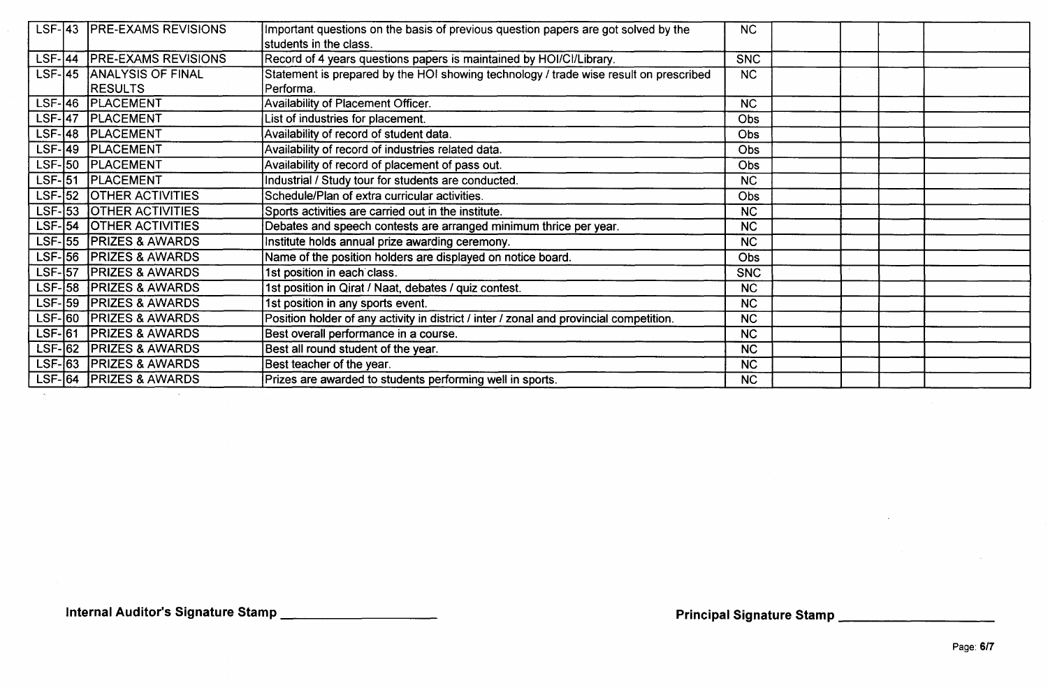| | | | | | | | |
|---|---|---|---|---|---|---|---|
| LSF-43 | PRE-EXAMS REVISIONS | Important questions on the basis of previous question papers are got solved by the students in the class. | NC | | | | |
| LSF-44 | PRE-EXAMS REVISIONS | Record of 4 years questions papers is maintained by HOI/CI/Library. | SNC | | | | |
| LSF-45 | ANALYSIS OF FINAL RESULTS | Statement is prepared by the HOI showing technology / trade wise result on prescribed Performa. | NC | | | | |
| LSF-46 | PLACEMENT | Availability of Placement Officer. | NC | | | | |
| LSF-47 | PLACEMENT | List of industries for placement. | Obs | | | | |
| LSF-48 | PLACEMENT | Availability of record of student data. | Obs | | | | |
| LSF-49 | PLACEMENT | Availability of record of industries related data. | Obs | | | | |
| LSF-50 | PLACEMENT | Availability of record of placement of pass out. | Obs | | | | |
| LSF-51 | PLACEMENT | Industrial / Study tour for students are conducted. | NC | | | | |
| LSF-52 | OTHER ACTIVITIES | Schedule/Plan of extra curricular activities. | Obs | | | | |
| LSF-53 | OTHER ACTIVITIES | Sports activities are carried out in the institute. | NC | | | | |
| LSF-54 | OTHER ACTIVITIES | Debates and speech contests are arranged minimum thrice per year. | NC | | | | |
| LSF-55 | PRIZES & AWARDS | Institute holds annual prize awarding ceremony. | NC | | | | |
| LSF-56 | PRIZES & AWARDS | Name of the position holders are displayed on notice board. | Obs | | | | |
| LSF-57 | PRIZES & AWARDS | 1st position in each class. | SNC | | | | |
| LSF-58 | PRIZES & AWARDS | 1st position in Qirat / Naat, debates / quiz contest. | NC | | | | |
| LSF-59 | PRIZES & AWARDS | 1st position in any sports event. | NC | | | | |
| LSF-60 | PRIZES & AWARDS | Position holder of any activity in district / inter / zonal and provincial competition. | NC | | | | |
| LSF-61 | PRIZES & AWARDS | Best overall performance in a course. | NC | | | | |
| LSF-62 | PRIZES & AWARDS | Best all round student of the year. | NC | | | | |
| LSF-63 | PRIZES & AWARDS | Best teacher of the year. | NC | | | | |
| LSF-64 | PRIZES & AWARDS | Prizes are awarded to students performing well in sports. | NC | | | | |

**Internal Auditor's Signature Stamp** ____________________

**Principal Signature Stamp** ____________________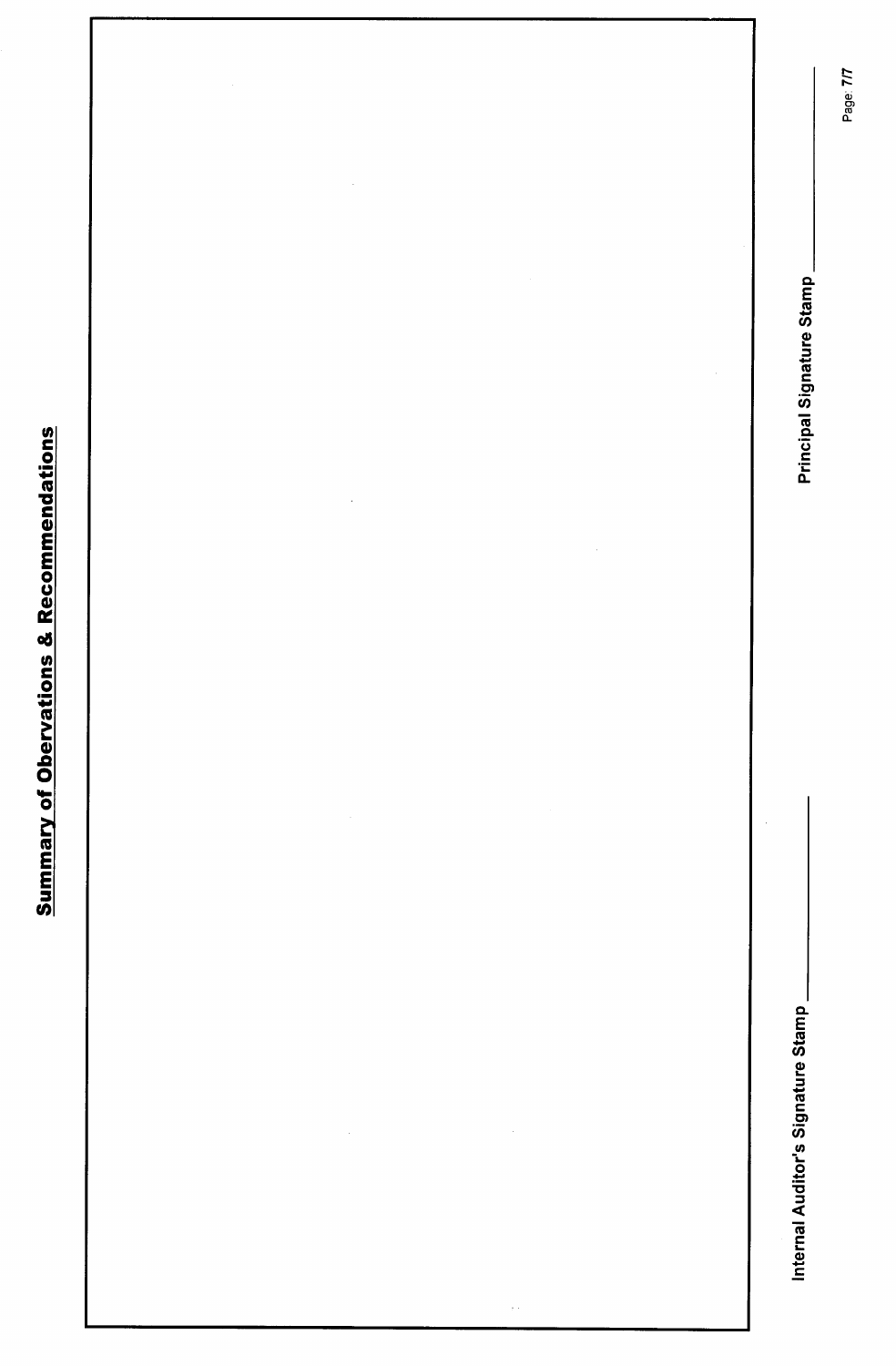## Summary of Observations & Recommendations

Internal Auditor's Signature Stamp ______________

Principal Signature Stamp ______________